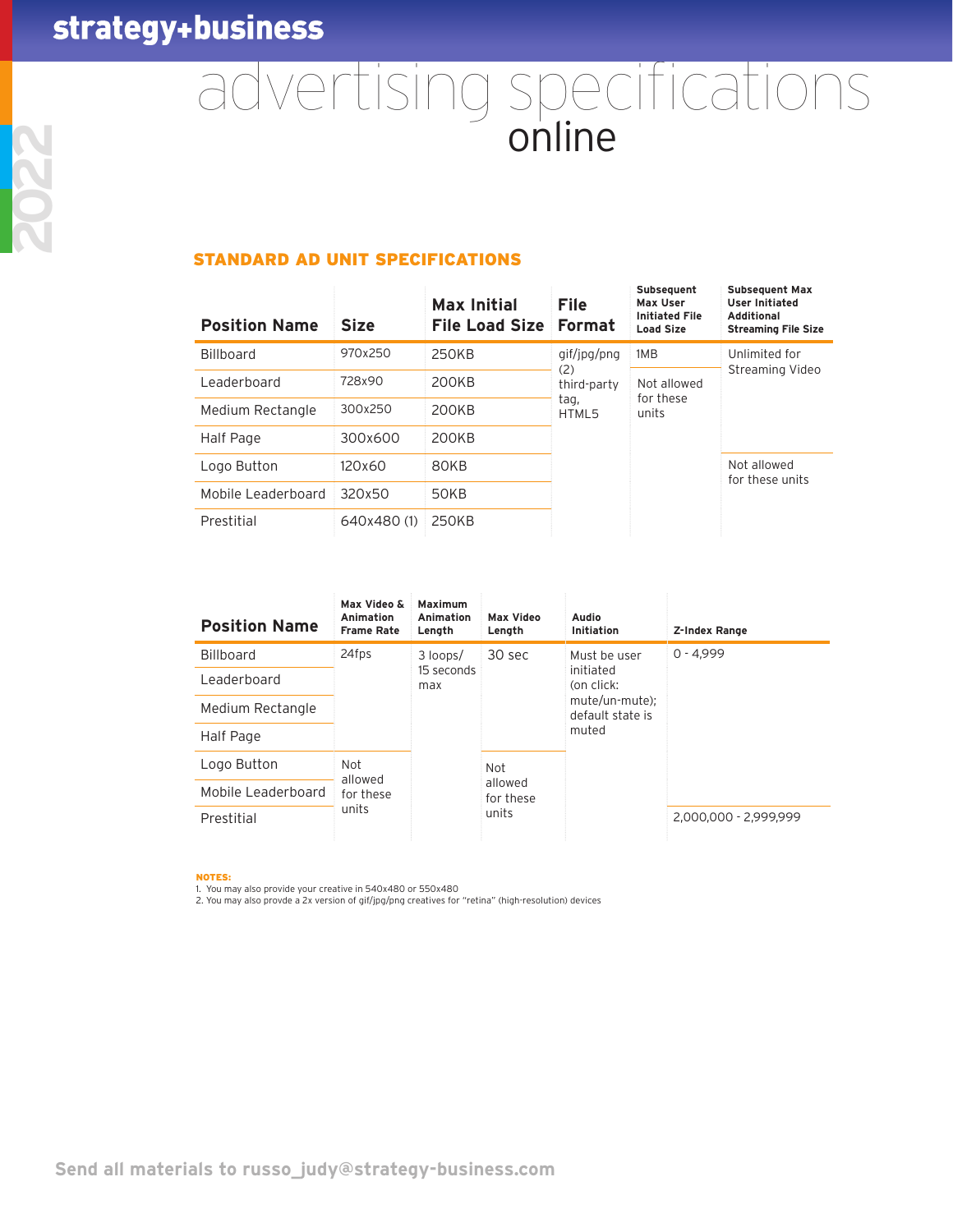# advertising specifications online

## STANDARD AD UNIT SPECIFICATIONS

| Position Name | Size | Max Initial File Load Size | File Format | Subsequent Max User Initiated File Load Size | Subsequent Max User Initiated Additional Streaming File Size |
|---|---|---|---|---|---|
| Billboard | 970x250 | 250KB | gif/jpg/png (2) third-party tag, HTML5 | 1MB | Unlimited for Streaming Video |
| Leaderboard | 728x90 | 200KB | gif/jpg/png (2) third-party tag, HTML5 | Not allowed for these units | Unlimited for Streaming Video |
| Medium Rectangle | 300x250 | 200KB | gif/jpg/png (2) third-party tag, HTML5 | Not allowed for these units | Unlimited for Streaming Video |
| Half Page | 300x600 | 200KB | gif/jpg/png (2) third-party tag, HTML5 | Not allowed for these units | Unlimited for Streaming Video |
| Logo Button | 120x60 | 80KB | gif/jpg/png (2) third-party tag, HTML5 | Not allowed for these units | Not allowed for these units |
| Mobile Leaderboard | 320x50 | 50KB | gif/jpg/png (2) third-party tag, HTML5 | Not allowed for these units | Not allowed for these units |
| Prestitial | 640x480 (1) | 250KB | gif/jpg/png (2) third-party tag, HTML5 | Not allowed for these units | Not allowed for these units |

| Position Name | Max Video & Animation Frame Rate | Maximum Animation Length | Max Video Length | Audio Initiation | Z-Index Range |
|---|---|---|---|---|---|
| Billboard | 24fps | 3 loops/ 15 seconds max | 30 sec | Must be user initiated (on click: mute/un-mute); default state is muted | 0 - 4,999 |
| Leaderboard | 24fps | 3 loops/ 15 seconds max | 30 sec | Must be user initiated (on click: mute/un-mute); default state is muted | 0 - 4,999 |
| Medium Rectangle | 24fps | 3 loops/ 15 seconds max | 30 sec | Must be user initiated (on click: mute/un-mute); default state is muted | 0 - 4,999 |
| Half Page | 24fps | 3 loops/ 15 seconds max | 30 sec | Must be user initiated (on click: mute/un-mute); default state is muted | 0 - 4,999 |
| Logo Button | Not allowed for these units | 3 loops/ 15 seconds max | Not allowed for these units | Must be user initiated (on click: mute/un-mute); default state is muted | 0 - 4,999 |
| Mobile Leaderboard | Not allowed for these units | 3 loops/ 15 seconds max | Not allowed for these units | Must be user initiated (on click: mute/un-mute); default state is muted | 0 - 4,999 |
| Prestitial | Not allowed for these units | 3 loops/ 15 seconds max | Not allowed for these units | Must be user initiated (on click: mute/un-mute); default state is muted | 2,000,000 - 2,999,999 |

**NOTES:**

1. You may also provide your creative in 540x480 or 550x480
2. You may also provde a 2x version of gif/jpg/png creatives for "retina" (high-resolution) devices

Send all materials to russo_judy@strategy-business.com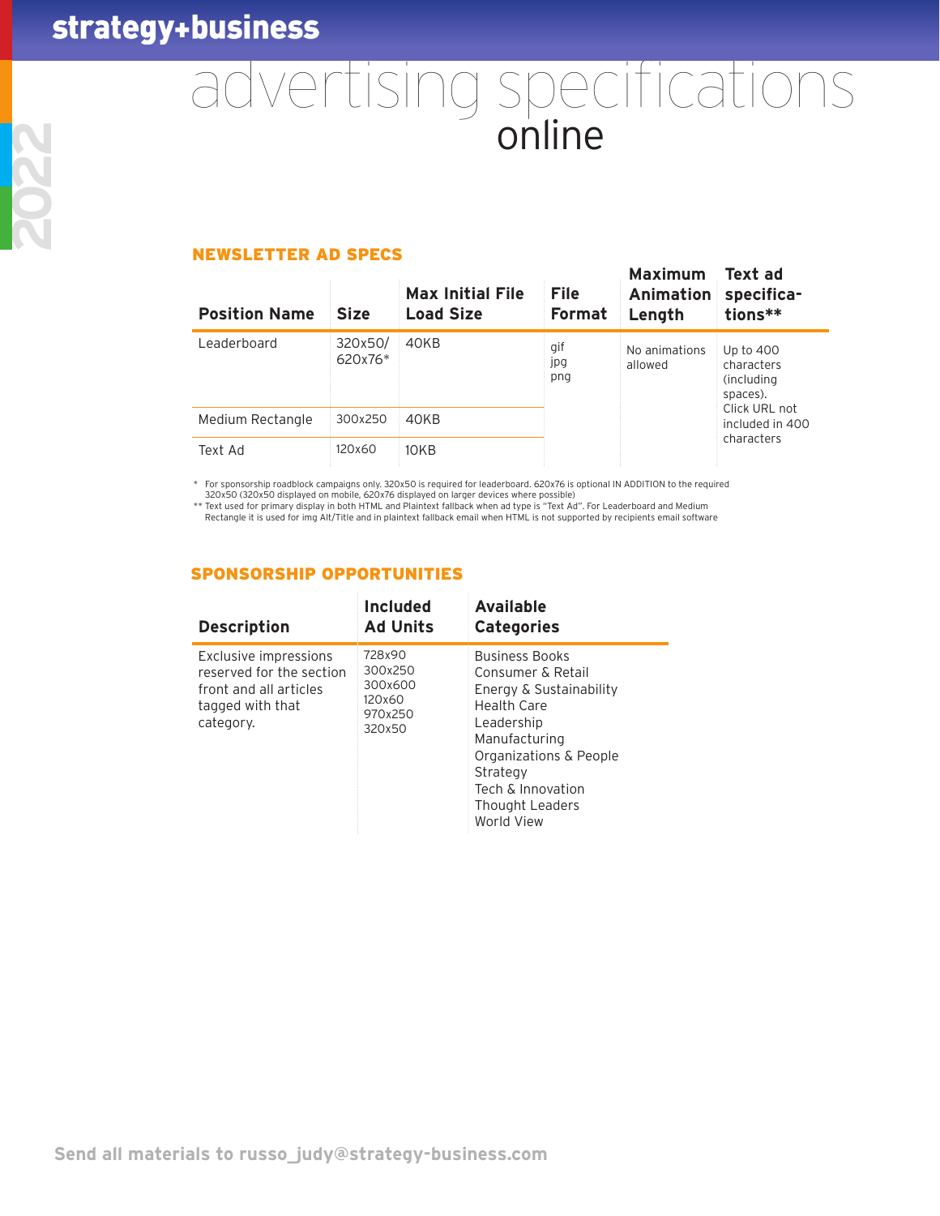# advertising specifications
## online

2022

### NEWSLETTER AD SPECS

| Position Name | Size | Max Initial File Load Size | File Format | Maximum Animation Length | Text ad specifications** |
|---|---|---|---|---|---|
| Leaderboard | 320x50/ 620x76* | 40KB | gif jpg png | No animations allowed | Up to 400 characters (including spaces). Click URL not included in 400 characters |
| Medium Rectangle | 300x250 | 40KB | | | |
| Text Ad | 120x60 | 10KB | | | |

\* For sponsorship roadblock campaigns only. 320x50 is required for leaderboard. 620x76 is optional IN ADDITION to the required 320x50 (320x50 displayed on mobile, 620x76 displayed on larger devices where possible)

** Text used for primary display in both HTML and Plaintext fallback when ad type is "Text Ad". For Leaderboard and Medium Rectangle it is used for img Alt/Title and in plaintext fallback email when HTML is not supported by recipients email software

### SPONSORSHIP OPPORTUNITIES

| Description | Included Ad Units | Available Categories |
|---|---|---|
| Exclusive impressions reserved for the section front and all articles tagged with that category. | 728x90<br>300x250<br>300x600<br>120x60<br>970x250<br>320x50 | Business Books<br>Consumer & Retail<br>Energy & Sustainability<br>Health Care<br>Leadership<br>Manufacturing<br>Organizations & People<br>Strategy<br>Tech & Innovation<br>Thought Leaders<br>World View |

Send all materials to russo_judy@strategy-business.com